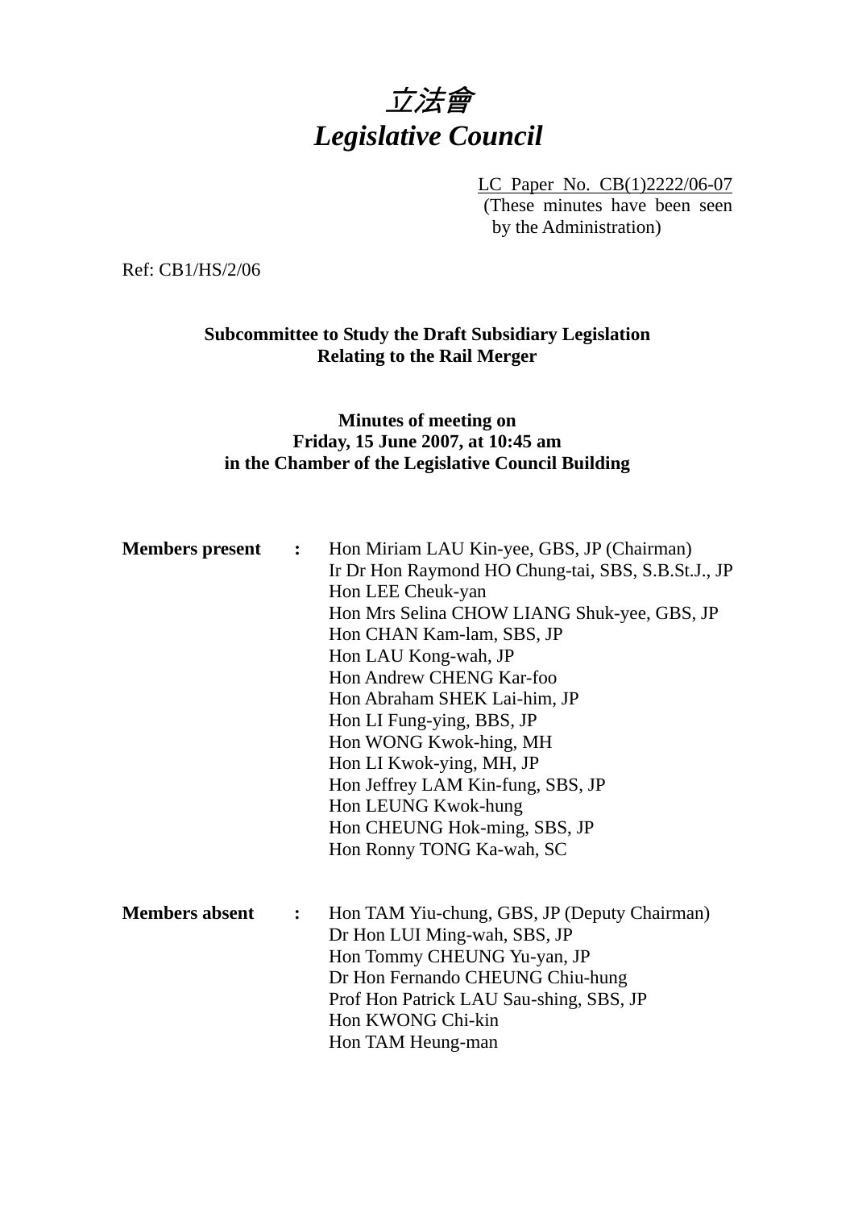# *立法會*
# *Legislative Council*

LC Paper No. CB(1)2222/06-07
(These minutes have been seen by the Administration)

Ref: CB1/HS/2/06

**Subcommittee to Study the Draft Subsidiary Legislation Relating to the Rail Merger**

**Minutes of meeting on Friday, 15 June 2007, at 10:45 am in the Chamber of the Legislative Council Building**

**Members present** :
Hon Miriam LAU Kin-yee, GBS, JP (Chairman)
Ir Dr Hon Raymond HO Chung-tai, SBS, S.B.St.J., JP
Hon LEE Cheuk-yan
Hon Mrs Selina CHOW LIANG Shuk-yee, GBS, JP
Hon CHAN Kam-lam, SBS, JP
Hon LAU Kong-wah, JP
Hon Andrew CHENG Kar-foo
Hon Abraham SHEK Lai-him, JP
Hon LI Fung-ying, BBS, JP
Hon WONG Kwok-hing, MH
Hon LI Kwok-ying, MH, JP
Hon Jeffrey LAM Kin-fung, SBS, JP
Hon LEUNG Kwok-hung
Hon CHEUNG Hok-ming, SBS, JP
Hon Ronny TONG Ka-wah, SC

**Members absent** :
Hon TAM Yiu-chung, GBS, JP (Deputy Chairman)
Dr Hon LUI Ming-wah, SBS, JP
Hon Tommy CHEUNG Yu-yan, JP
Dr Hon Fernando CHEUNG Chiu-hung
Prof Hon Patrick LAU Sau-shing, SBS, JP
Hon KWONG Chi-kin
Hon TAM Heung-man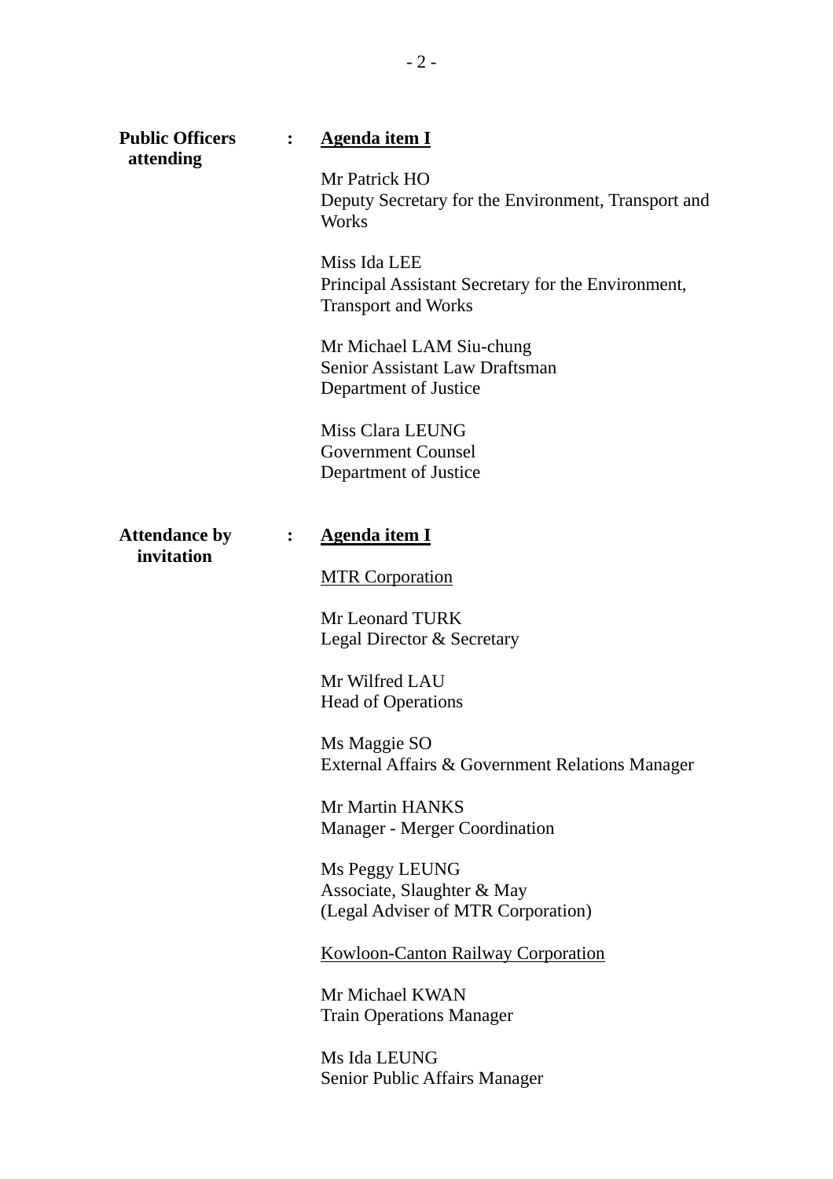**Public Officers attending** : **<u>Agenda item I</u>**

Mr Patrick HO
Deputy Secretary for the Environment, Transport and Works

Miss Ida LEE
Principal Assistant Secretary for the Environment, Transport and Works

Mr Michael LAM Siu-chung
Senior Assistant Law Draftsman
Department of Justice

Miss Clara LEUNG
Government Counsel
Department of Justice

**Attendance by invitation** : **<u>Agenda item I</u>**

<u>MTR Corporation</u>

Mr Leonard TURK
Legal Director & Secretary

Mr Wilfred LAU
Head of Operations

Ms Maggie SO
External Affairs & Government Relations Manager

Mr Martin HANKS
Manager - Merger Coordination

Ms Peggy LEUNG
Associate, Slaughter & May
(Legal Adviser of MTR Corporation)

<u>Kowloon-Canton Railway Corporation</u>

Mr Michael KWAN
Train Operations Manager

Ms Ida LEUNG
Senior Public Affairs Manager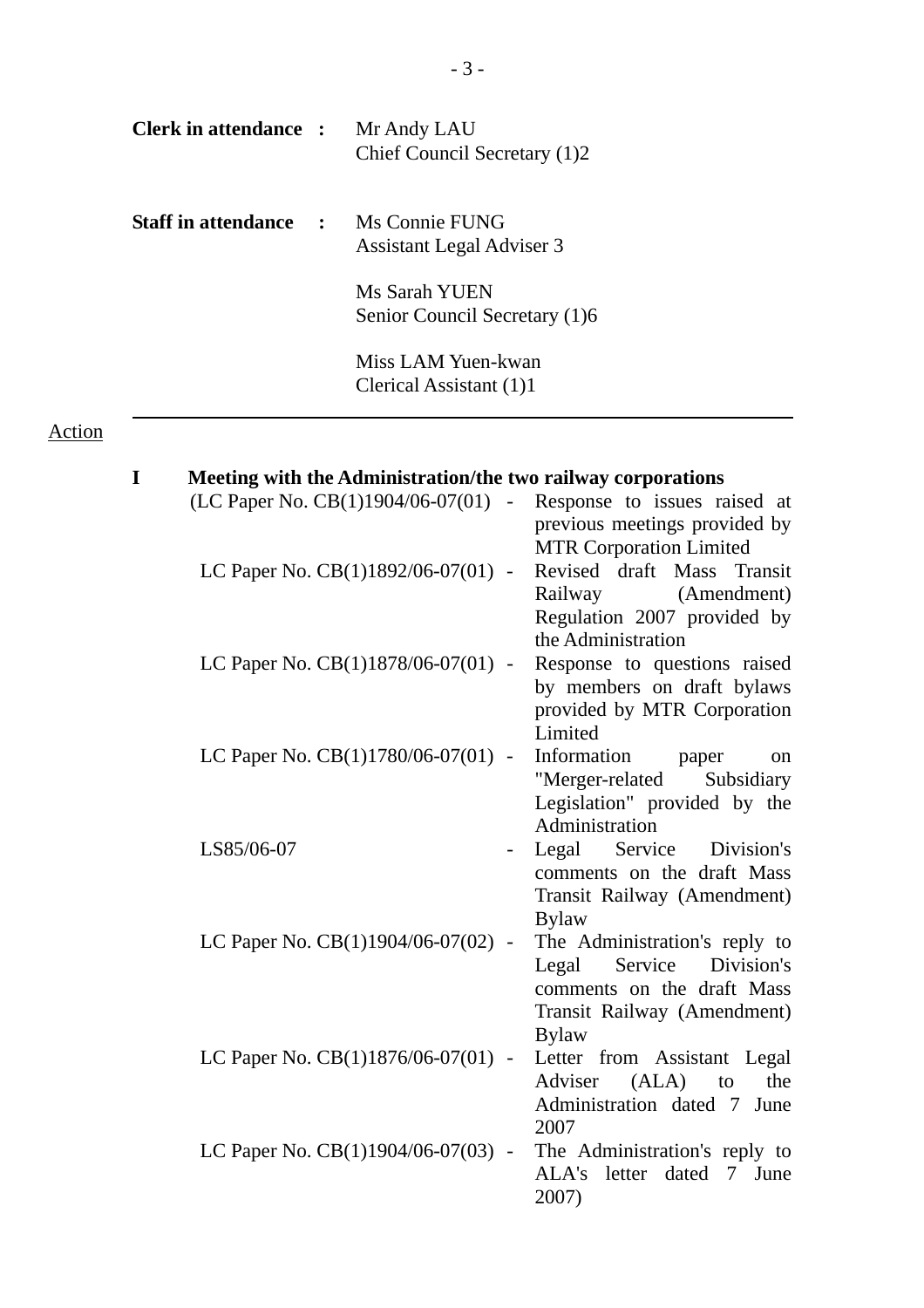**Clerk in attendance :** Mr Andy LAU
Chief Council Secretary (1)2

**Staff in attendance :** Ms Connie FUNG
Assistant Legal Adviser 3

Ms Sarah YUEN
Senior Council Secretary (1)6

Miss LAM Yuen-kwan
Clerical Assistant (1)1

---

Action

**I Meeting with the Administration/the two railway corporations**

(LC Paper No. CB(1)1904/06-07(01) - Response to issues raised at previous meetings provided by MTR Corporation Limited

LC Paper No. CB(1)1892/06-07(01) - Revised draft Mass Transit Railway (Amendment) Regulation 2007 provided by the Administration

LC Paper No. CB(1)1878/06-07(01) - Response to questions raised by members on draft bylaws provided by MTR Corporation Limited

LC Paper No. CB(1)1780/06-07(01) - Information paper on "Merger-related Subsidiary Legislation" provided by the Administration

LS85/06-07 - Legal Service Division's comments on the draft Mass Transit Railway (Amendment) Bylaw

LC Paper No. CB(1)1904/06-07(02) - The Administration's reply to Legal Service Division's comments on the draft Mass Transit Railway (Amendment) Bylaw

LC Paper No. CB(1)1876/06-07(01) - Letter from Assistant Legal Adviser (ALA) to the Administration dated 7 June 2007

LC Paper No. CB(1)1904/06-07(03) - The Administration's reply to ALA's letter dated 7 June 2007)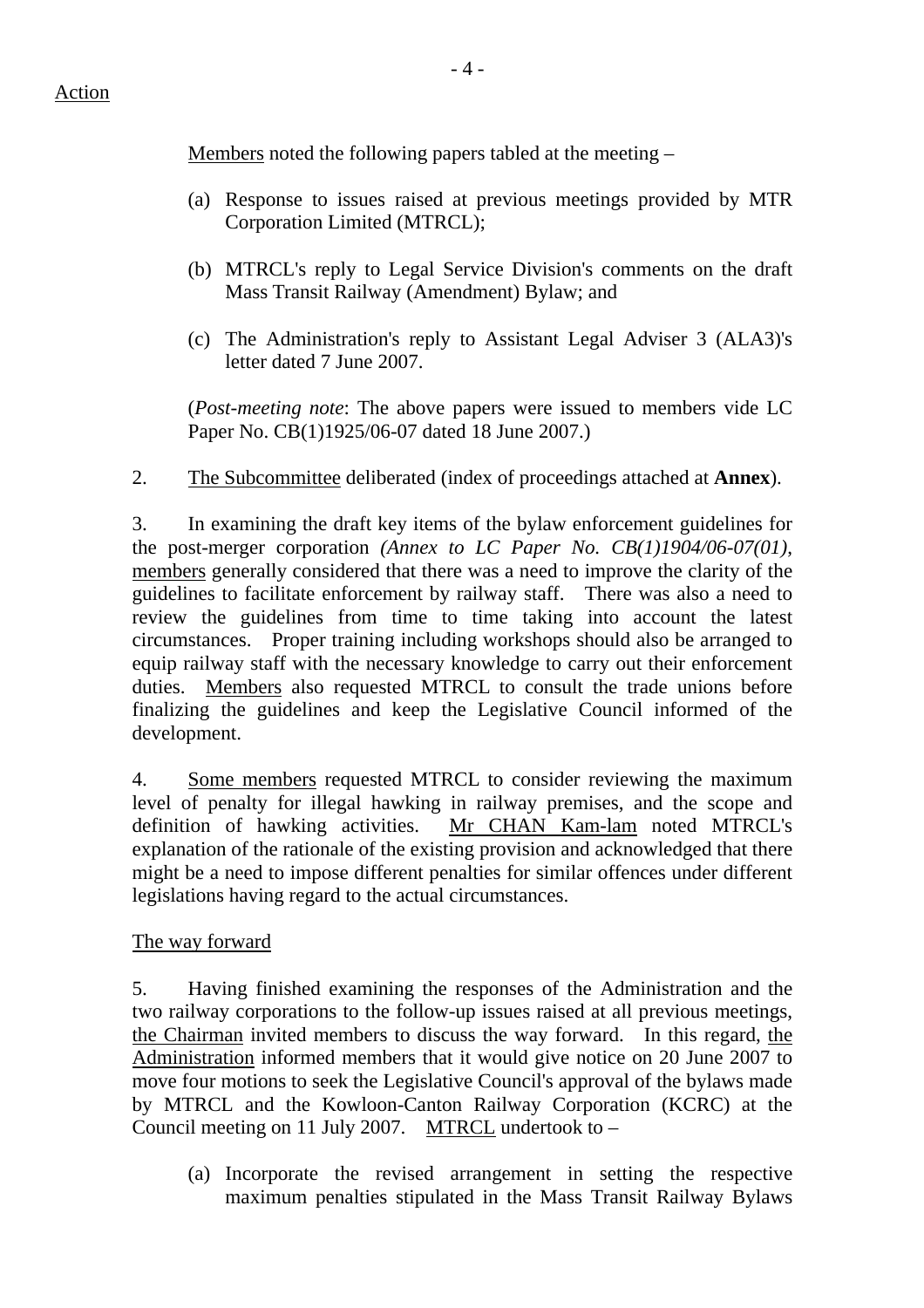Action

Members noted the following papers tabled at the meeting –

(a) Response to issues raised at previous meetings provided by MTR Corporation Limited (MTRCL);

(b) MTRCL's reply to Legal Service Division's comments on the draft Mass Transit Railway (Amendment) Bylaw; and

(c) The Administration's reply to Assistant Legal Adviser 3 (ALA3)'s letter dated 7 June 2007.

(*Post-meeting note*: The above papers were issued to members vide LC Paper No. CB(1)1925/06-07 dated 18 June 2007.)

2. The Subcommittee deliberated (index of proceedings attached at **Annex**).

3. In examining the draft key items of the bylaw enforcement guidelines for the post-merger corporation *(Annex to LC Paper No. CB(1)1904/06-07(01)*, members generally considered that there was a need to improve the clarity of the guidelines to facilitate enforcement by railway staff. There was also a need to review the guidelines from time to time taking into account the latest circumstances. Proper training including workshops should also be arranged to equip railway staff with the necessary knowledge to carry out their enforcement duties. Members also requested MTRCL to consult the trade unions before finalizing the guidelines and keep the Legislative Council informed of the development.

4. Some members requested MTRCL to consider reviewing the maximum level of penalty for illegal hawking in railway premises, and the scope and definition of hawking activities. Mr CHAN Kam-lam noted MTRCL's explanation of the rationale of the existing provision and acknowledged that there might be a need to impose different penalties for similar offences under different legislations having regard to the actual circumstances.

The way forward

5. Having finished examining the responses of the Administration and the two railway corporations to the follow-up issues raised at all previous meetings, the Chairman invited members to discuss the way forward. In this regard, the Administration informed members that it would give notice on 20 June 2007 to move four motions to seek the Legislative Council's approval of the bylaws made by MTRCL and the Kowloon-Canton Railway Corporation (KCRC) at the Council meeting on 11 July 2007. MTRCL undertook to –

(a) Incorporate the revised arrangement in setting the respective maximum penalties stipulated in the Mass Transit Railway Bylaws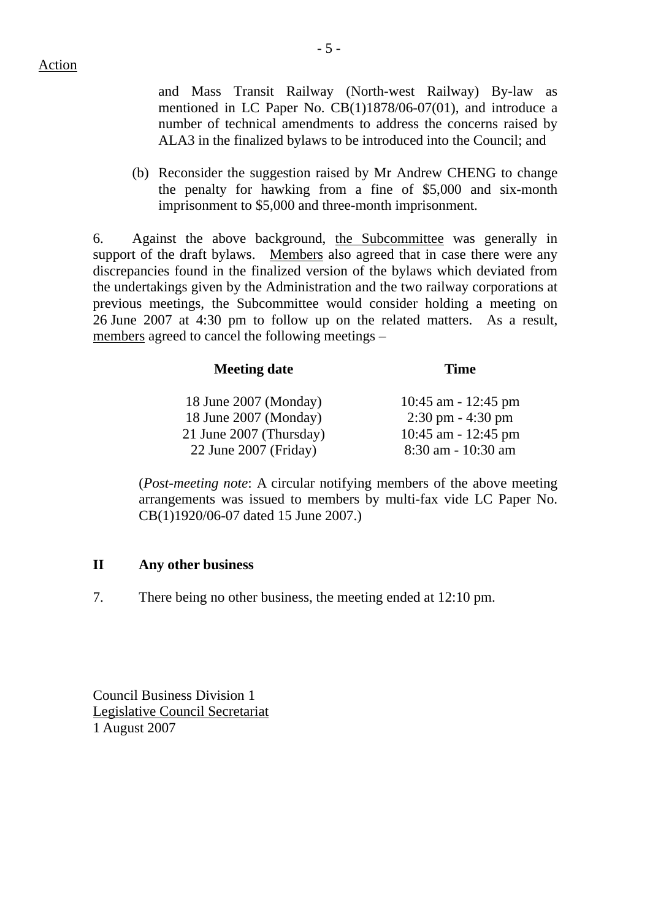Action

and Mass Transit Railway (North-west Railway) By-law as mentioned in LC Paper No. CB(1)1878/06-07(01), and introduce a number of technical amendments to address the concerns raised by ALA3 in the finalized bylaws to be introduced into the Council; and

(b) Reconsider the suggestion raised by Mr Andrew CHENG to change the penalty for hawking from a fine of $5,000 and six-month imprisonment to $5,000 and three-month imprisonment.

6. Against the above background, the Subcommittee was generally in support of the draft bylaws. Members also agreed that in case there were any discrepancies found in the finalized version of the bylaws which deviated from the undertakings given by the Administration and the two railway corporations at previous meetings, the Subcommittee would consider holding a meeting on 26 June 2007 at 4:30 pm to follow up on the related matters. As a result, members agreed to cancel the following meetings –

| **Meeting date** | **Time** |
|---|---|
| 18 June 2007 (Monday) | 10:45 am - 12:45 pm |
| 18 June 2007 (Monday) | 2:30 pm - 4:30 pm |
| 21 June 2007 (Thursday) | 10:45 am - 12:45 pm |
| 22 June 2007 (Friday) | 8:30 am - 10:30 am |

(*Post-meeting note*: A circular notifying members of the above meeting arrangements was issued to members by multi-fax vide LC Paper No. CB(1)1920/06-07 dated 15 June 2007.)

## II Any other business

7. There being no other business, the meeting ended at 12:10 pm.

Council Business Division 1
Legislative Council Secretariat
1 August 2007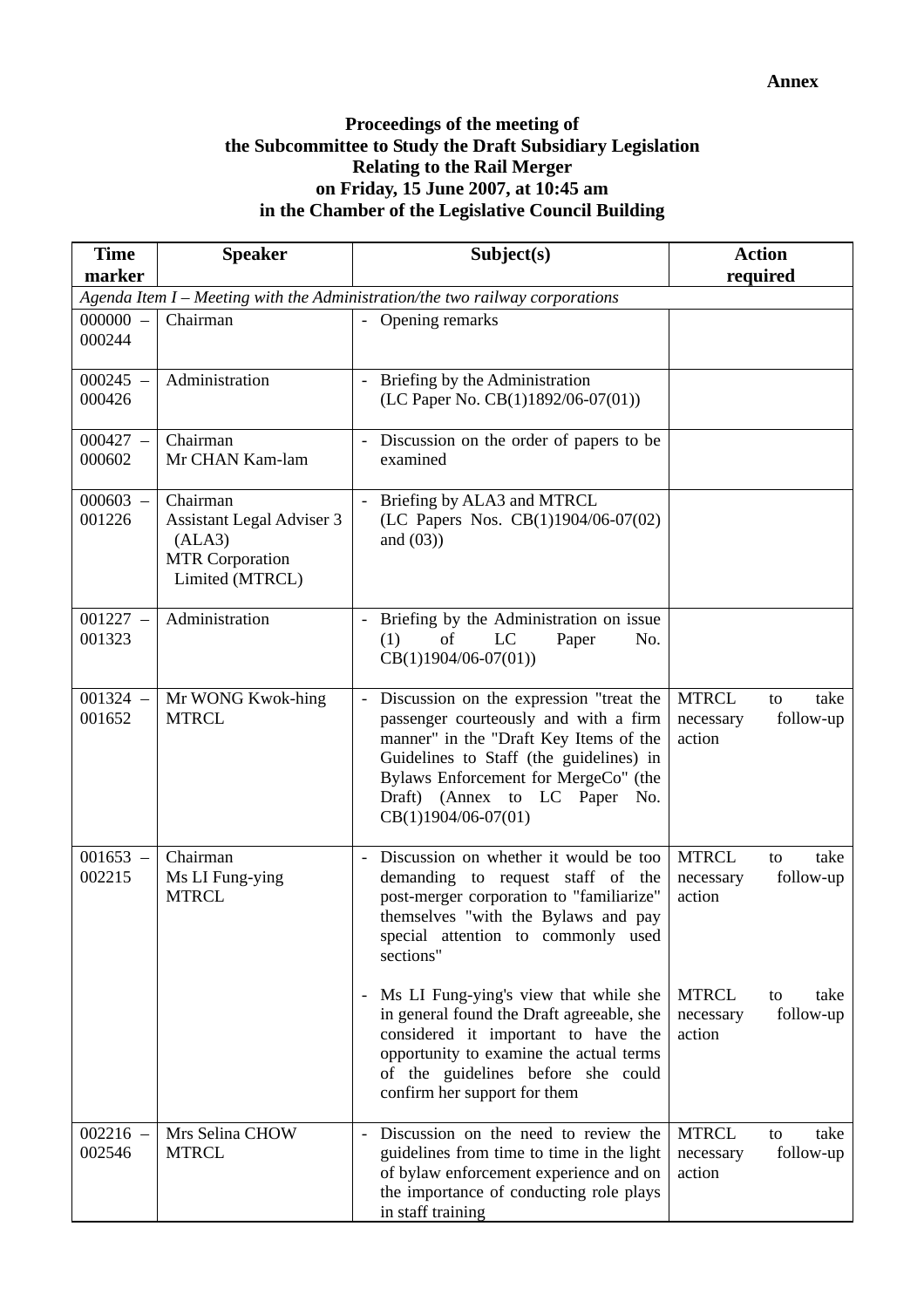**Annex**

**Proceedings of the meeting of
the Subcommittee to Study the Draft Subsidiary Legislation
Relating to the Rail Merger
on Friday, 15 June 2007, at 10:45 am
in the Chamber of the Legislative Council Building**

| Time marker | Speaker | Subject(s) | Action required |
|---|---|---|---|
| *Agenda Item I – Meeting with the Administration/the two railway corporations* | | | |
| 000000 – 000244 | Chairman | - Opening remarks | |
| 000245 – 000426 | Administration | - Briefing by the Administration (LC Paper No. CB(1)1892/06-07(01)) | |
| 000427 – 000602 | Chairman<br>Mr CHAN Kam-lam | - Discussion on the order of papers to be examined | |
| 000603 – 001226 | Chairman<br>Assistant Legal Adviser 3 (ALA3)<br>MTR Corporation Limited (MTRCL) | - Briefing by ALA3 and MTRCL (LC Papers Nos. CB(1)1904/06-07(02) and (03)) | |
| 001227 – 001323 | Administration | - Briefing by the Administration on issue (1) of LC Paper No. CB(1)1904/06-07(01)) | |
| 001324 – 001652 | Mr WONG Kwok-hing<br>MTRCL | - Discussion on the expression "treat the passenger courteously and with a firm manner" in the "Draft Key Items of the Guidelines to Staff (the guidelines) in Bylaws Enforcement for MergeCo" (the Draft) (Annex to LC Paper No. CB(1)1904/06-07(01) | MTRCL to take necessary follow-up action |
| 001653 – 002215 | Chairman<br>Ms LI Fung-ying<br>MTRCL | - Discussion on whether it would be too demanding to request staff of the post-merger corporation to "familiarize" themselves "with the Bylaws and pay special attention to commonly used sections"<br><br>- Ms LI Fung-ying's view that while she in general found the Draft agreeable, she considered it important to have the opportunity to examine the actual terms of the guidelines before she could confirm her support for them | MTRCL to take necessary follow-up action<br><br>MTRCL to take necessary follow-up action |
| 002216 – 002546 | Mrs Selina CHOW<br>MTRCL | - Discussion on the need to review the guidelines from time to time in the light of bylaw enforcement experience and on the importance of conducting role plays in staff training | MTRCL to take necessary follow-up action |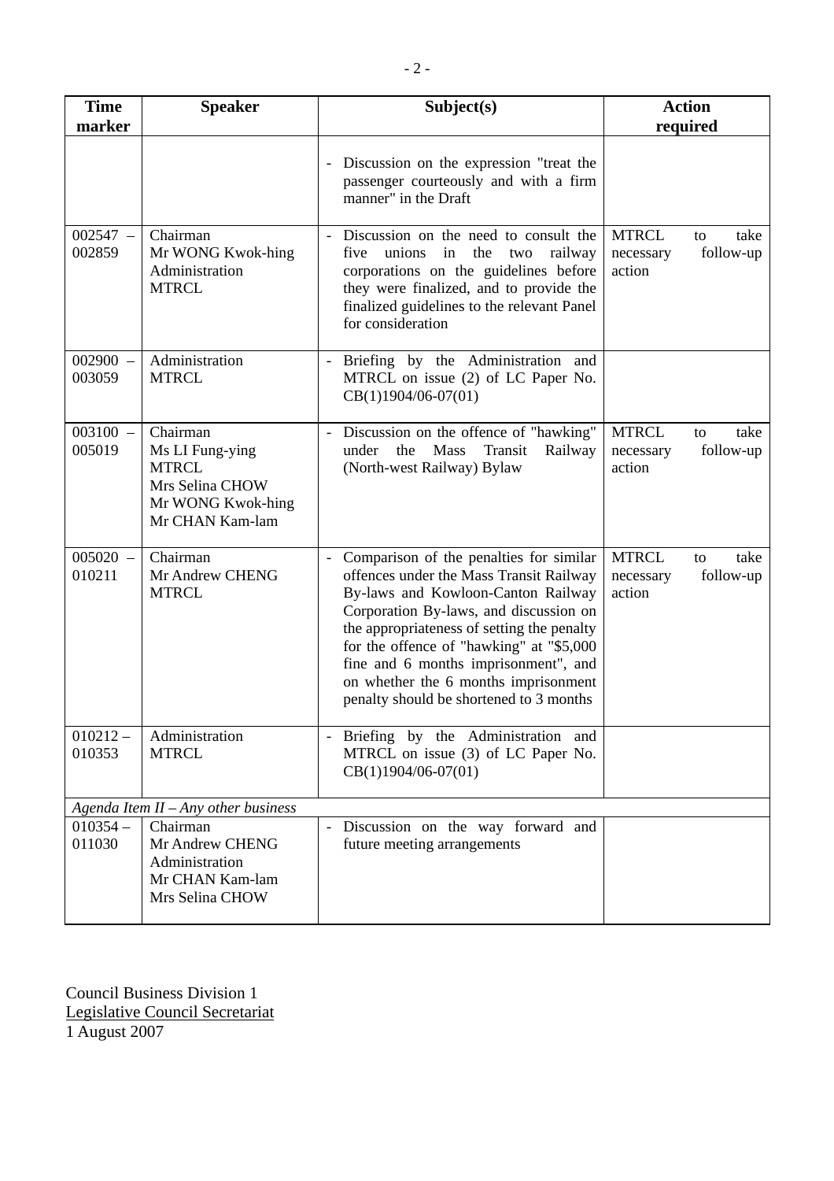| Time marker | Speaker | Subject(s) | Action required |
|---|---|---|---|
| | | - Discussion on the expression "treat the passenger courteously and with a firm manner" in the Draft | |
| 002547 – 002859 | Chairman<br>Mr WONG Kwok-hing<br>Administration<br>MTRCL | - Discussion on the need to consult the five unions in the two railway corporations on the guidelines before they were finalized, and to provide the finalized guidelines to the relevant Panel for consideration | MTRCL to take necessary follow-up action |
| 002900 – 003059 | Administration<br>MTRCL | - Briefing by the Administration and MTRCL on issue (2) of LC Paper No. CB(1)1904/06-07(01) | |
| 003100 – 005019 | Chairman<br>Ms LI Fung-ying<br>MTRCL<br>Mrs Selina CHOW<br>Mr WONG Kwok-hing<br>Mr CHAN Kam-lam | - Discussion on the offence of "hawking" under the Mass Transit Railway (North-west Railway) Bylaw | MTRCL to take necessary follow-up action |
| 005020 – 010211 | Chairman<br>Mr Andrew CHENG<br>MTRCL | - Comparison of the penalties for similar offences under the Mass Transit Railway By-laws and Kowloon-Canton Railway Corporation By-laws, and discussion on the appropriateness of setting the penalty for the offence of "hawking" at "$5,000 fine and 6 months imprisonment", and on whether the 6 months imprisonment penalty should be shortened to 3 months | MTRCL to take necessary follow-up action |
| 010212 – 010353 | Administration<br>MTRCL | - Briefing by the Administration and MTRCL on issue (3) of LC Paper No. CB(1)1904/06-07(01) | |
| *Agenda Item II – Any other business* | | | |
| 010354 – 011030 | Chairman<br>Mr Andrew CHENG<br>Administration<br>Mr CHAN Kam-lam<br>Mrs Selina CHOW | - Discussion on the way forward and future meeting arrangements | |

Council Business Division 1
Legislative Council Secretariat
1 August 2007